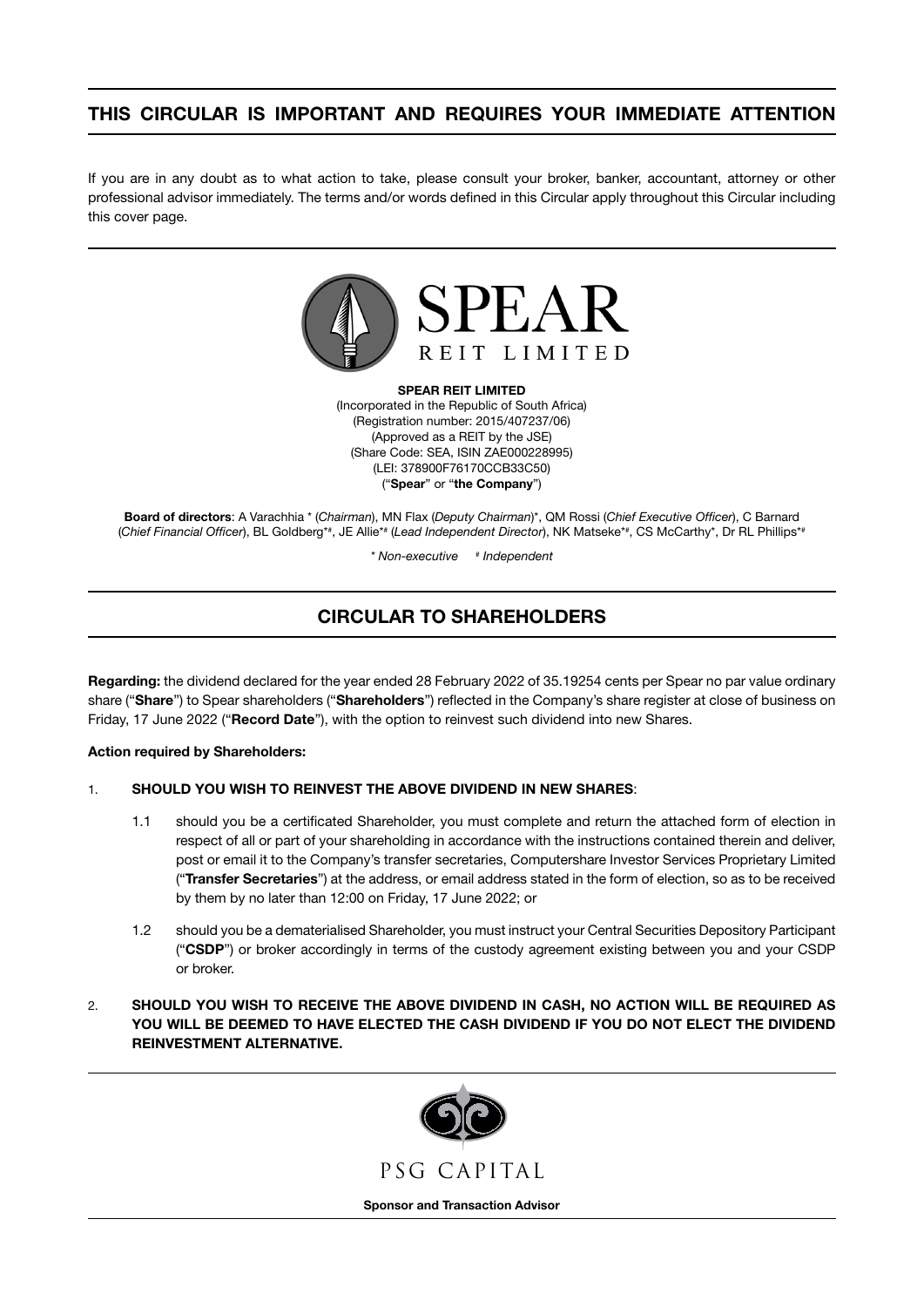# THIS CIRCULAR IS IMPORTANT AND REQUIRES YOUR IMMEDIATE ATTENTION

If you are in any doubt as to what action to take, please consult your broker, banker, accountant, attorney or other professional advisor immediately. The terms and/or words defined in this Circular apply throughout this Circular including this cover page.

SPEAR
REIT LIMITED

**SPEAR REIT LIMITED**
(Incorporated in the Republic of South Africa)
(Registration number: 2015/407237/06)
(Approved as a REIT by the JSE)
(Share Code: SEA, ISIN ZAE000228995)
(LEI: 378900F76170CCB33C50)
("**Spear**" or "**the Company**")

**Board of directors**: A Varachhia * (*Chairman*), MN Flax (*Deputy Chairman*)*, QM Rossi (*Chief Executive Officer*), C Barnard (*Chief Financial Officer*), BL Goldberg*#, JE Allie*# (*Lead Independent Director*), NK Matseke*#, CS McCarthy*, Dr RL Phillips*#

*\* Non-executive # Independent*

## CIRCULAR TO SHAREHOLDERS

**Regarding:** the dividend declared for the year ended 28 February 2022 of 35.19254 cents per Spear no par value ordinary share ("**Share**") to Spear shareholders ("**Shareholders**") reflected in the Company's share register at close of business on Friday, 17 June 2022 ("**Record Date**"), with the option to reinvest such dividend into new Shares.

**Action required by Shareholders:**

1. **SHOULD YOU WISH TO REINVEST THE ABOVE DIVIDEND IN NEW SHARES**:

   1.1 should you be a certificated Shareholder, you must complete and return the attached form of election in respect of all or part of your shareholding in accordance with the instructions contained therein and deliver, post or email it to the Company's transfer secretaries, Computershare Investor Services Proprietary Limited ("**Transfer Secretaries**") at the address, or email address stated in the form of election, so as to be received by them by no later than 12:00 on Friday, 17 June 2022; or

   1.2 should you be a dematerialised Shareholder, you must instruct your Central Securities Depository Participant ("**CSDP**") or broker accordingly in terms of the custody agreement existing between you and your CSDP or broker.

2. **SHOULD YOU WISH TO RECEIVE THE ABOVE DIVIDEND IN CASH, NO ACTION WILL BE REQUIRED AS YOU WILL BE DEEMED TO HAVE ELECTED THE CASH DIVIDEND IF YOU DO NOT ELECT THE DIVIDEND REINVESTMENT ALTERNATIVE.**

PSG CAPITAL

**Sponsor and Transaction Advisor**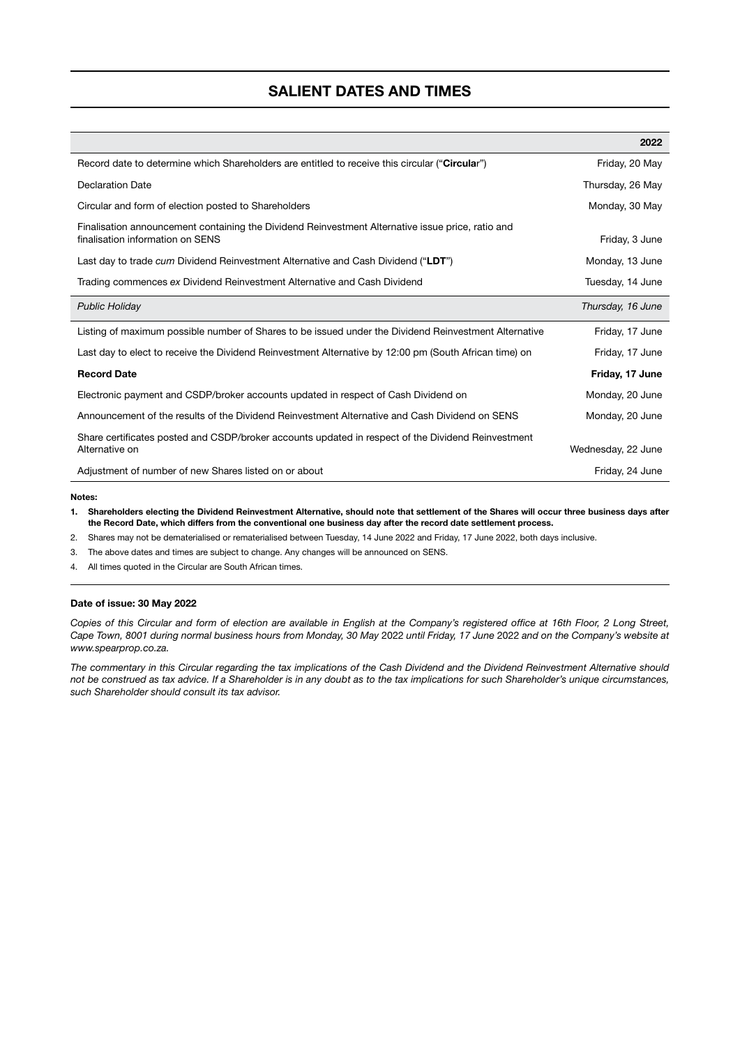# SALIENT DATES AND TIMES

| | 2022 |
|---|---|
| Record date to determine which Shareholders are entitled to receive this circular ("**Circula**r") | Friday, 20 May |
| Declaration Date | Thursday, 26 May |
| Circular and form of election posted to Shareholders | Monday, 30 May |
| Finalisation announcement containing the Dividend Reinvestment Alternative issue price, ratio and finalisation information on SENS | Friday, 3 June |
| Last day to trade *cum* Dividend Reinvestment Alternative and Cash Dividend ("**LDT**") | Monday, 13 June |
| Trading commences *ex* Dividend Reinvestment Alternative and Cash Dividend | Tuesday, 14 June |
| *Public Holiday* | *Thursday, 16 June* |
| Listing of maximum possible number of Shares to be issued under the Dividend Reinvestment Alternative | Friday, 17 June |
| Last day to elect to receive the Dividend Reinvestment Alternative by 12:00 pm (South African time) on | Friday, 17 June |
| **Record Date** | **Friday, 17 June** |
| Electronic payment and CSDP/broker accounts updated in respect of Cash Dividend on | Monday, 20 June |
| Announcement of the results of the Dividend Reinvestment Alternative and Cash Dividend on SENS | Monday, 20 June |
| Share certificates posted and CSDP/broker accounts updated in respect of the Dividend Reinvestment Alternative on | Wednesday, 22 June |
| Adjustment of number of new Shares listed on or about | Friday, 24 June |

**Notes:**

1. **Shareholders electing the Dividend Reinvestment Alternative, should note that settlement of the Shares will occur three business days after the Record Date, which differs from the conventional one business day after the record date settlement process.**
2. Shares may not be dematerialised or rematerialised between Tuesday, 14 June 2022 and Friday, 17 June 2022, both days inclusive.
3. The above dates and times are subject to change. Any changes will be announced on SENS.
4. All times quoted in the Circular are South African times.

**Date of issue: 30 May 2022**

*Copies of this Circular and form of election are available in English at the Company's registered office at 16th Floor, 2 Long Street, Cape Town, 8001 during normal business hours from Monday, 30 May 2022 until Friday, 17 June 2022 and on the Company's website at www.spearprop.co.za.*

*The commentary in this Circular regarding the tax implications of the Cash Dividend and the Dividend Reinvestment Alternative should not be construed as tax advice. If a Shareholder is in any doubt as to the tax implications for such Shareholder's unique circumstances, such Shareholder should consult its tax advisor.*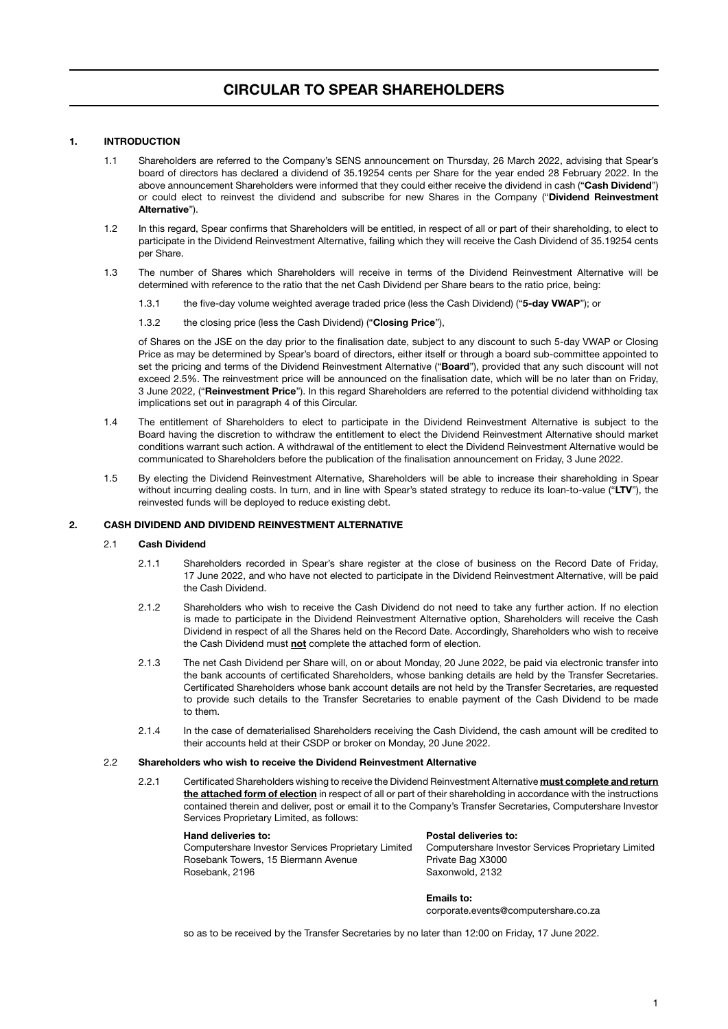# CIRCULAR TO SPEAR SHAREHOLDERS

## 1. INTRODUCTION

1.1 Shareholders are referred to the Company's SENS announcement on Thursday, 26 March 2022, advising that Spear's board of directors has declared a dividend of 35.19254 cents per Share for the year ended 28 February 2022. In the above announcement Shareholders were informed that they could either receive the dividend in cash ("**Cash Dividend**") or could elect to reinvest the dividend and subscribe for new Shares in the Company ("**Dividend Reinvestment Alternative**").

1.2 In this regard, Spear confirms that Shareholders will be entitled, in respect of all or part of their shareholding, to elect to participate in the Dividend Reinvestment Alternative, failing which they will receive the Cash Dividend of 35.19254 cents per Share.

1.3 The number of Shares which Shareholders will receive in terms of the Dividend Reinvestment Alternative will be determined with reference to the ratio that the net Cash Dividend per Share bears to the ratio price, being:

1.3.1 the five-day volume weighted average traded price (less the Cash Dividend) ("**5-day VWAP**"); or

1.3.2 the closing price (less the Cash Dividend) ("**Closing Price**"),

of Shares on the JSE on the day prior to the finalisation date, subject to any discount to such 5-day VWAP or Closing Price as may be determined by Spear's board of directors, either itself or through a board sub-committee appointed to set the pricing and terms of the Dividend Reinvestment Alternative ("**Board**"), provided that any such discount will not exceed 2.5%. The reinvestment price will be announced on the finalisation date, which will be no later than on Friday, 3 June 2022, ("**Reinvestment Price**"). In this regard Shareholders are referred to the potential dividend withholding tax implications set out in paragraph 4 of this Circular.

1.4 The entitlement of Shareholders to elect to participate in the Dividend Reinvestment Alternative is subject to the Board having the discretion to withdraw the entitlement to elect the Dividend Reinvestment Alternative should market conditions warrant such action. A withdrawal of the entitlement to elect the Dividend Reinvestment Alternative would be communicated to Shareholders before the publication of the finalisation announcement on Friday, 3 June 2022.

1.5 By electing the Dividend Reinvestment Alternative, Shareholders will be able to increase their shareholding in Spear without incurring dealing costs. In turn, and in line with Spear's stated strategy to reduce its loan-to-value ("**LTV**"), the reinvested funds will be deployed to reduce existing debt.

## 2. CASH DIVIDEND AND DIVIDEND REINVESTMENT ALTERNATIVE

### 2.1 Cash Dividend

2.1.1 Shareholders recorded in Spear's share register at the close of business on the Record Date of Friday, 17 June 2022, and who have not elected to participate in the Dividend Reinvestment Alternative, will be paid the Cash Dividend.

2.1.2 Shareholders who wish to receive the Cash Dividend do not need to take any further action. If no election is made to participate in the Dividend Reinvestment Alternative option, Shareholders will receive the Cash Dividend in respect of all the Shares held on the Record Date. Accordingly, Shareholders who wish to receive the Cash Dividend must **not** complete the attached form of election.

2.1.3 The net Cash Dividend per Share will, on or about Monday, 20 June 2022, be paid via electronic transfer into the bank accounts of certificated Shareholders, whose banking details are held by the Transfer Secretaries. Certificated Shareholders whose bank account details are not held by the Transfer Secretaries, are requested to provide such details to the Transfer Secretaries to enable payment of the Cash Dividend to be made to them.

2.1.4 In the case of dematerialised Shareholders receiving the Cash Dividend, the cash amount will be credited to their accounts held at their CSDP or broker on Monday, 20 June 2022.

### 2.2 Shareholders who wish to receive the Dividend Reinvestment Alternative

2.2.1 Certificated Shareholders wishing to receive the Dividend Reinvestment Alternative **must complete and return the attached form of election** in respect of all or part of their shareholding in accordance with the instructions contained therein and deliver, post or email it to the Company's Transfer Secretaries, Computershare Investor Services Proprietary Limited, as follows:

**Hand deliveries to:**
Computershare Investor Services Proprietary Limited
Rosebank Towers, 15 Biermann Avenue
Rosebank, 2196

**Postal deliveries to:**
Computershare Investor Services Proprietary Limited
Private Bag X3000
Saxonwold, 2132

**Emails to:**
corporate.events@computershare.co.za

so as to be received by the Transfer Secretaries by no later than 12:00 on Friday, 17 June 2022.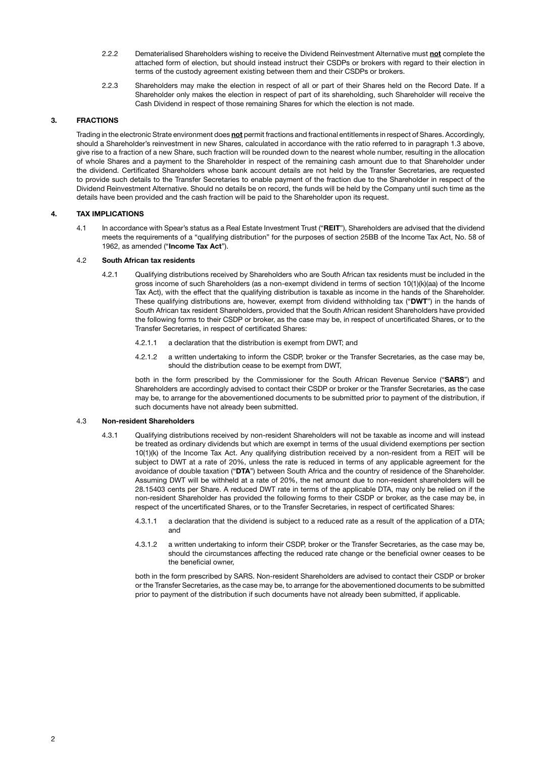2.2.2 Dematerialised Shareholders wishing to receive the Dividend Reinvestment Alternative must **not** complete the attached form of election, but should instead instruct their CSDPs or brokers with regard to their election in terms of the custody agreement existing between them and their CSDPs or brokers.

2.2.3 Shareholders may make the election in respect of all or part of their Shares held on the Record Date. If a Shareholder only makes the election in respect of part of its shareholding, such Shareholder will receive the Cash Dividend in respect of those remaining Shares for which the election is not made.

## 3. FRACTIONS

Trading in the electronic Strate environment does **not** permit fractions and fractional entitlements in respect of Shares. Accordingly, should a Shareholder's reinvestment in new Shares, calculated in accordance with the ratio referred to in paragraph 1.3 above, give rise to a fraction of a new Share, such fraction will be rounded down to the nearest whole number, resulting in the allocation of whole Shares and a payment to the Shareholder in respect of the remaining cash amount due to that Shareholder under the dividend. Certificated Shareholders whose bank account details are not held by the Transfer Secretaries, are requested to provide such details to the Transfer Secretaries to enable payment of the fraction due to the Shareholder in respect of the Dividend Reinvestment Alternative. Should no details be on record, the funds will be held by the Company until such time as the details have been provided and the cash fraction will be paid to the Shareholder upon its request.

## 4. TAX IMPLICATIONS

4.1 In accordance with Spear's status as a Real Estate Investment Trust ("**REIT**"), Shareholders are advised that the dividend meets the requirements of a "qualifying distribution" for the purposes of section 25BB of the Income Tax Act, No. 58 of 1962, as amended ("**Income Tax Act**").

### 4.2 South African tax residents

4.2.1 Qualifying distributions received by Shareholders who are South African tax residents must be included in the gross income of such Shareholders (as a non-exempt dividend in terms of section 10(1)(k)(aa) of the Income Tax Act), with the effect that the qualifying distribution is taxable as income in the hands of the Shareholder. These qualifying distributions are, however, exempt from dividend withholding tax ("**DWT**") in the hands of South African tax resident Shareholders, provided that the South African resident Shareholders have provided the following forms to their CSDP or broker, as the case may be, in respect of uncertificated Shares, or to the Transfer Secretaries, in respect of certificated Shares:

4.2.1.1 a declaration that the distribution is exempt from DWT; and

4.2.1.2 a written undertaking to inform the CSDP, broker or the Transfer Secretaries, as the case may be, should the distribution cease to be exempt from DWT,

both in the form prescribed by the Commissioner for the South African Revenue Service ("**SARS**") and Shareholders are accordingly advised to contact their CSDP or broker or the Transfer Secretaries, as the case may be, to arrange for the abovementioned documents to be submitted prior to payment of the distribution, if such documents have not already been submitted.

### 4.3 Non-resident Shareholders

4.3.1 Qualifying distributions received by non-resident Shareholders will not be taxable as income and will instead be treated as ordinary dividends but which are exempt in terms of the usual dividend exemptions per section 10(1)(k) of the Income Tax Act. Any qualifying distribution received by a non-resident from a REIT will be subject to DWT at a rate of 20%, unless the rate is reduced in terms of any applicable agreement for the avoidance of double taxation ("**DTA**") between South Africa and the country of residence of the Shareholder. Assuming DWT will be withheld at a rate of 20%, the net amount due to non-resident shareholders will be 28.15403 cents per Share. A reduced DWT rate in terms of the applicable DTA, may only be relied on if the non-resident Shareholder has provided the following forms to their CSDP or broker, as the case may be, in respect of the uncertificated Shares, or to the Transfer Secretaries, in respect of certificated Shares:

4.3.1.1 a declaration that the dividend is subject to a reduced rate as a result of the application of a DTA; and

4.3.1.2 a written undertaking to inform their CSDP, broker or the Transfer Secretaries, as the case may be, should the circumstances affecting the reduced rate change or the beneficial owner ceases to be the beneficial owner,

both in the form prescribed by SARS. Non-resident Shareholders are advised to contact their CSDP or broker or the Transfer Secretaries, as the case may be, to arrange for the abovementioned documents to be submitted prior to payment of the distribution if such documents have not already been submitted, if applicable.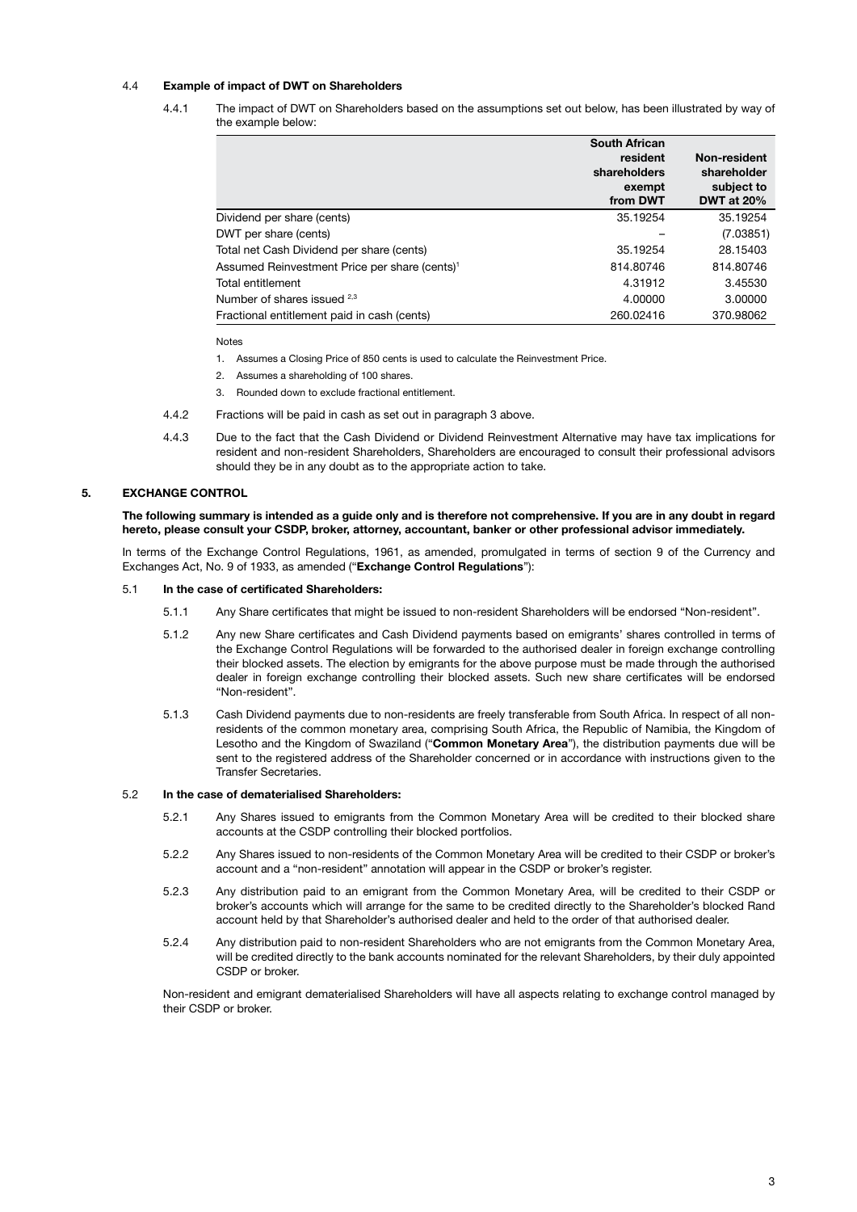#### 4.4 **Example of impact of DWT on Shareholders**

4.4.1 The impact of DWT on Shareholders based on the assumptions set out below, has been illustrated by way of the example below:

| | **South African resident shareholders exempt from DWT** | **Non-resident shareholder subject to DWT at 20%** |
|---|---|---|
| Dividend per share (cents) | 35.19254 | 35.19254 |
| DWT per share (cents) | – | (7.03851) |
| Total net Cash Dividend per share (cents) | 35.19254 | 28.15403 |
| Assumed Reinvestment Price per share (cents)[1] | 814.80746 | 814.80746 |
| Total entitlement | 4.31912 | 3.45530 |
| Number of shares issued [2,3] | 4.00000 | 3.00000 |
| Fractional entitlement paid in cash (cents) | 260.02416 | 370.98062 |

Notes

1. Assumes a Closing Price of 850 cents is used to calculate the Reinvestment Price.
2. Assumes a shareholding of 100 shares.
3. Rounded down to exclude fractional entitlement.

4.4.2 Fractions will be paid in cash as set out in paragraph 3 above.

4.4.3 Due to the fact that the Cash Dividend or Dividend Reinvestment Alternative may have tax implications for resident and non-resident Shareholders, Shareholders are encouraged to consult their professional advisors should they be in any doubt as to the appropriate action to take.

## 5. EXCHANGE CONTROL

**The following summary is intended as a guide only and is therefore not comprehensive. If you are in any doubt in regard hereto, please consult your CSDP, broker, attorney, accountant, banker or other professional advisor immediately.**

In terms of the Exchange Control Regulations, 1961, as amended, promulgated in terms of section 9 of the Currency and Exchanges Act, No. 9 of 1933, as amended ("**Exchange Control Regulations**"):

#### 5.1 **In the case of certificated Shareholders:**

5.1.1 Any Share certificates that might be issued to non-resident Shareholders will be endorsed "Non-resident".

5.1.2 Any new Share certificates and Cash Dividend payments based on emigrants' shares controlled in terms of the Exchange Control Regulations will be forwarded to the authorised dealer in foreign exchange controlling their blocked assets. The election by emigrants for the above purpose must be made through the authorised dealer in foreign exchange controlling their blocked assets. Such new share certificates will be endorsed "Non-resident".

5.1.3 Cash Dividend payments due to non-residents are freely transferable from South Africa. In respect of all non-residents of the common monetary area, comprising South Africa, the Republic of Namibia, the Kingdom of Lesotho and the Kingdom of Swaziland ("**Common Monetary Area**"), the distribution payments due will be sent to the registered address of the Shareholder concerned or in accordance with instructions given to the Transfer Secretaries.

#### 5.2 **In the case of dematerialised Shareholders:**

5.2.1 Any Shares issued to emigrants from the Common Monetary Area will be credited to their blocked share accounts at the CSDP controlling their blocked portfolios.

5.2.2 Any Shares issued to non-residents of the Common Monetary Area will be credited to their CSDP or broker's account and a "non-resident" annotation will appear in the CSDP or broker's register.

5.2.3 Any distribution paid to an emigrant from the Common Monetary Area, will be credited to their CSDP or broker's accounts which will arrange for the same to be credited directly to the Shareholder's blocked Rand account held by that Shareholder's authorised dealer and held to the order of that authorised dealer.

5.2.4 Any distribution paid to non-resident Shareholders who are not emigrants from the Common Monetary Area, will be credited directly to the bank accounts nominated for the relevant Shareholders, by their duly appointed CSDP or broker.

Non-resident and emigrant dematerialised Shareholders will have all aspects relating to exchange control managed by their CSDP or broker.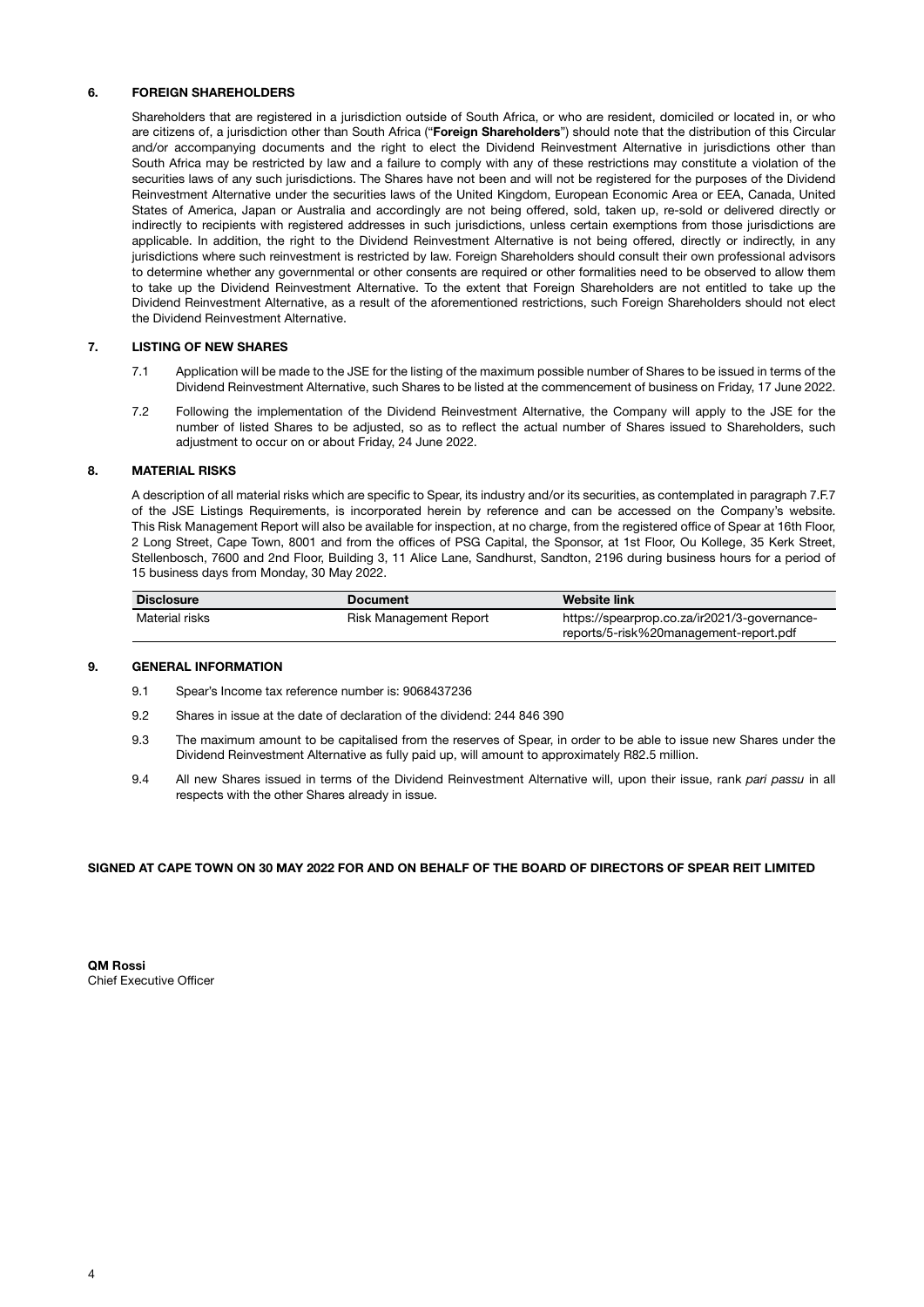## 6. FOREIGN SHAREHOLDERS

Shareholders that are registered in a jurisdiction outside of South Africa, or who are resident, domiciled or located in, or who are citizens of, a jurisdiction other than South Africa ("**Foreign Shareholders**") should note that the distribution of this Circular and/or accompanying documents and the right to elect the Dividend Reinvestment Alternative in jurisdictions other than South Africa may be restricted by law and a failure to comply with any of these restrictions may constitute a violation of the securities laws of any such jurisdictions. The Shares have not been and will not be registered for the purposes of the Dividend Reinvestment Alternative under the securities laws of the United Kingdom, European Economic Area or EEA, Canada, United States of America, Japan or Australia and accordingly are not being offered, sold, taken up, re-sold or delivered directly or indirectly to recipients with registered addresses in such jurisdictions, unless certain exemptions from those jurisdictions are applicable. In addition, the right to the Dividend Reinvestment Alternative is not being offered, directly or indirectly, in any jurisdictions where such reinvestment is restricted by law. Foreign Shareholders should consult their own professional advisors to determine whether any governmental or other consents are required or other formalities need to be observed to allow them to take up the Dividend Reinvestment Alternative. To the extent that Foreign Shareholders are not entitled to take up the Dividend Reinvestment Alternative, as a result of the aforementioned restrictions, such Foreign Shareholders should not elect the Dividend Reinvestment Alternative.

## 7. LISTING OF NEW SHARES

7.1 Application will be made to the JSE for the listing of the maximum possible number of Shares to be issued in terms of the Dividend Reinvestment Alternative, such Shares to be listed at the commencement of business on Friday, 17 June 2022.

7.2 Following the implementation of the Dividend Reinvestment Alternative, the Company will apply to the JSE for the number of listed Shares to be adjusted, so as to reflect the actual number of Shares issued to Shareholders, such adjustment to occur on or about Friday, 24 June 2022.

## 8. MATERIAL RISKS

A description of all material risks which are specific to Spear, its industry and/or its securities, as contemplated in paragraph 7.F.7 of the JSE Listings Requirements, is incorporated herein by reference and can be accessed on the Company's website. This Risk Management Report will also be available for inspection, at no charge, from the registered office of Spear at 16th Floor, 2 Long Street, Cape Town, 8001 and from the offices of PSG Capital, the Sponsor, at 1st Floor, Ou Kollege, 35 Kerk Street, Stellenbosch, 7600 and 2nd Floor, Building 3, 11 Alice Lane, Sandhurst, Sandton, 2196 during business hours for a period of 15 business days from Monday, 30 May 2022.

| Disclosure | Document | Website link |
|---|---|---|
| Material risks | Risk Management Report | https://spearprop.co.za/ir2021/3-governance-reports/5-risk%20management-report.pdf |

## 9. GENERAL INFORMATION

9.1 Spear's Income tax reference number is: 9068437236

9.2 Shares in issue at the date of declaration of the dividend: 244 846 390

9.3 The maximum amount to be capitalised from the reserves of Spear, in order to be able to issue new Shares under the Dividend Reinvestment Alternative as fully paid up, will amount to approximately R82.5 million.

9.4 All new Shares issued in terms of the Dividend Reinvestment Alternative will, upon their issue, rank *pari passu* in all respects with the other Shares already in issue.

**SIGNED AT CAPE TOWN ON 30 MAY 2022 FOR AND ON BEHALF OF THE BOARD OF DIRECTORS OF SPEAR REIT LIMITED**

**QM Rossi**
Chief Executive Officer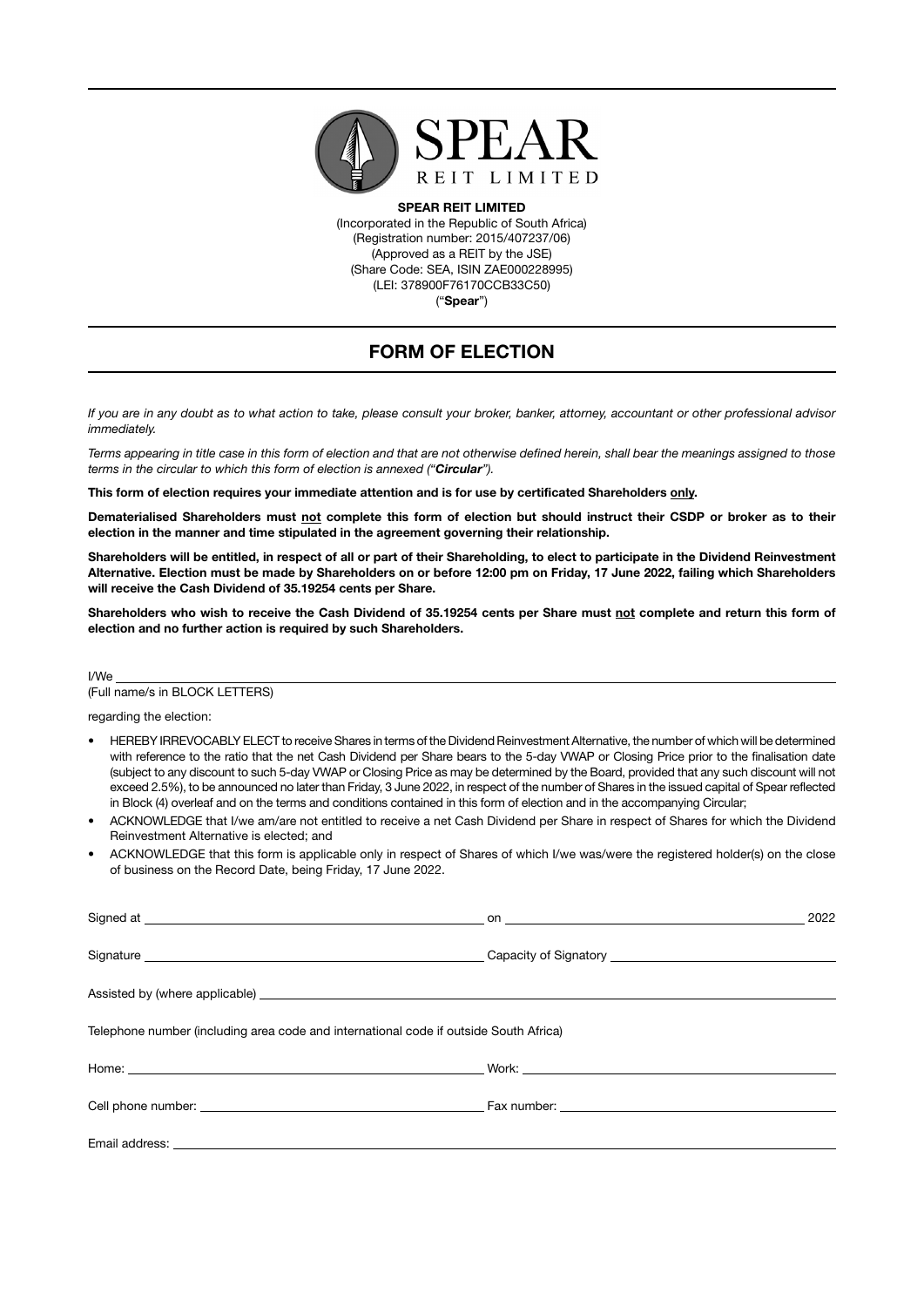**SPEAR REIT LIMITED**
(Incorporated in the Republic of South Africa)
(Registration number: 2015/407237/06)
(Approved as a REIT by the JSE)
(Share Code: SEA, ISIN ZAE000228995)
(LEI: 378900F76170CCB33C50)
("**Spear**")

# FORM OF ELECTION

*If you are in any doubt as to what action to take, please consult your broker, banker, attorney, accountant or other professional advisor immediately.*

*Terms appearing in title case in this form of election and that are not otherwise defined herein, shall bear the meanings assigned to those terms in the circular to which this form of election is annexed ("**Circular**").*

**This form of election requires your immediate attention and is for use by certificated Shareholders only.**

**Dematerialised Shareholders must not complete this form of election but should instruct their CSDP or broker as to their election in the manner and time stipulated in the agreement governing their relationship.**

**Shareholders will be entitled, in respect of all or part of their Shareholding, to elect to participate in the Dividend Reinvestment Alternative. Election must be made by Shareholders on or before 12:00 pm on Friday, 17 June 2022, failing which Shareholders will receive the Cash Dividend of 35.19254 cents per Share.**

**Shareholders who wish to receive the Cash Dividend of 35.19254 cents per Share must not complete and return this form of election and no further action is required by such Shareholders.**

I/We ______________________________________________
(Full name/s in BLOCK LETTERS)

regarding the election:

- HEREBY IRREVOCABLY ELECT to receive Shares in terms of the Dividend Reinvestment Alternative, the number of which will be determined with reference to the ratio that the net Cash Dividend per Share bears to the 5-day VWAP or Closing Price prior to the finalisation date (subject to any discount to such 5-day VWAP or Closing Price as may be determined by the Board, provided that any such discount will not exceed 2.5%), to be announced no later than Friday, 3 June 2022, in respect of the number of Shares in the issued capital of Spear reflected in Block (4) overleaf and on the terms and conditions contained in this form of election and in the accompanying Circular;
- ACKNOWLEDGE that I/we am/are not entitled to receive a net Cash Dividend per Share in respect of Shares for which the Dividend Reinvestment Alternative is elected; and
- ACKNOWLEDGE that this form is applicable only in respect of Shares of which I/we was/were the registered holder(s) on the close of business on the Record Date, being Friday, 17 June 2022.

Signed at ______________________ on ______________________ 2022

Signature ______________________ Capacity of Signatory ______________________

Assisted by (where applicable) ______________________

Telephone number (including area code and international code if outside South Africa)

Home: ______________________ Work: ______________________

Cell phone number: ______________________ Fax number: ______________________

Email address: ______________________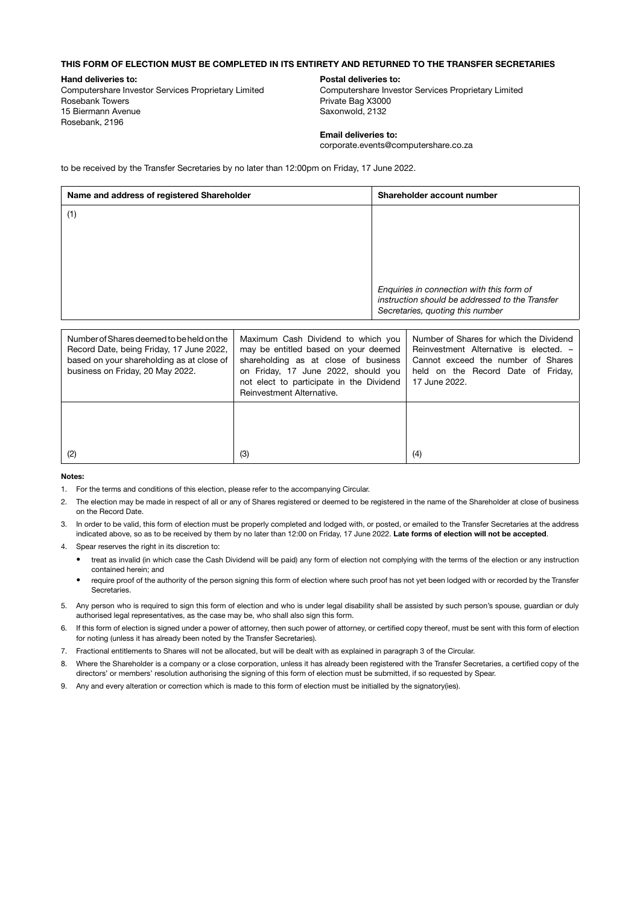**THIS FORM OF ELECTION MUST BE COMPLETED IN ITS ENTIRETY AND RETURNED TO THE TRANSFER SECRETARIES**

**Hand deliveries to:**
Computershare Investor Services Proprietary Limited
Rosebank Towers
15 Biermann Avenue
Rosebank, 2196

**Postal deliveries to:**
Computershare Investor Services Proprietary Limited
Private Bag X3000
Saxonwold, 2132

**Email deliveries to:**
corporate.events@computershare.co.za

to be received by the Transfer Secretaries by no later than 12:00pm on Friday, 17 June 2022.

| Name and address of registered Shareholder | Shareholder account number |
|---|---|
| (1) | *Enquiries in connection with this form of instruction should be addressed to the Transfer Secretaries, quoting this number* |

| Number of Shares deemed to be held on the Record Date, being Friday, 17 June 2022, based on your shareholding as at close of business on Friday, 20 May 2022. | Maximum Cash Dividend to which you may be entitled based on your deemed shareholding as at close of business on Friday, 17 June 2022, should you not elect to participate in the Dividend Reinvestment Alternative. | Number of Shares for which the Dividend Reinvestment Alternative is elected. – Cannot exceed the number of Shares held on the Record Date of Friday, 17 June 2022. |
|---|---|---|
| (2) | (3) | (4) |

**Notes:**

1. For the terms and conditions of this election, please refer to the accompanying Circular.
2. The election may be made in respect of all or any of Shares registered or deemed to be registered in the name of the Shareholder at close of business on the Record Date.
3. In order to be valid, this form of election must be properly completed and lodged with, or posted, or emailed to the Transfer Secretaries at the address indicated above, so as to be received by them by no later than 12:00 on Friday, 17 June 2022. **Late forms of election will not be accepted**.
4. Spear reserves the right in its discretion to:
   - treat as invalid (in which case the Cash Dividend will be paid) any form of election not complying with the terms of the election or any instruction contained herein; and
   - require proof of the authority of the person signing this form of election where such proof has not yet been lodged with or recorded by the Transfer Secretaries.
5. Any person who is required to sign this form of election and who is under legal disability shall be assisted by such person's spouse, guardian or duly authorised legal representatives, as the case may be, who shall also sign this form.
6. If this form of election is signed under a power of attorney, then such power of attorney, or certified copy thereof, must be sent with this form of election for noting (unless it has already been noted by the Transfer Secretaries).
7. Fractional entitlements to Shares will not be allocated, but will be dealt with as explained in paragraph 3 of the Circular.
8. Where the Shareholder is a company or a close corporation, unless it has already been registered with the Transfer Secretaries, a certified copy of the directors' or members' resolution authorising the signing of this form of election must be submitted, if so requested by Spear.
9. Any and every alteration or correction which is made to this form of election must be initialled by the signatory(ies).